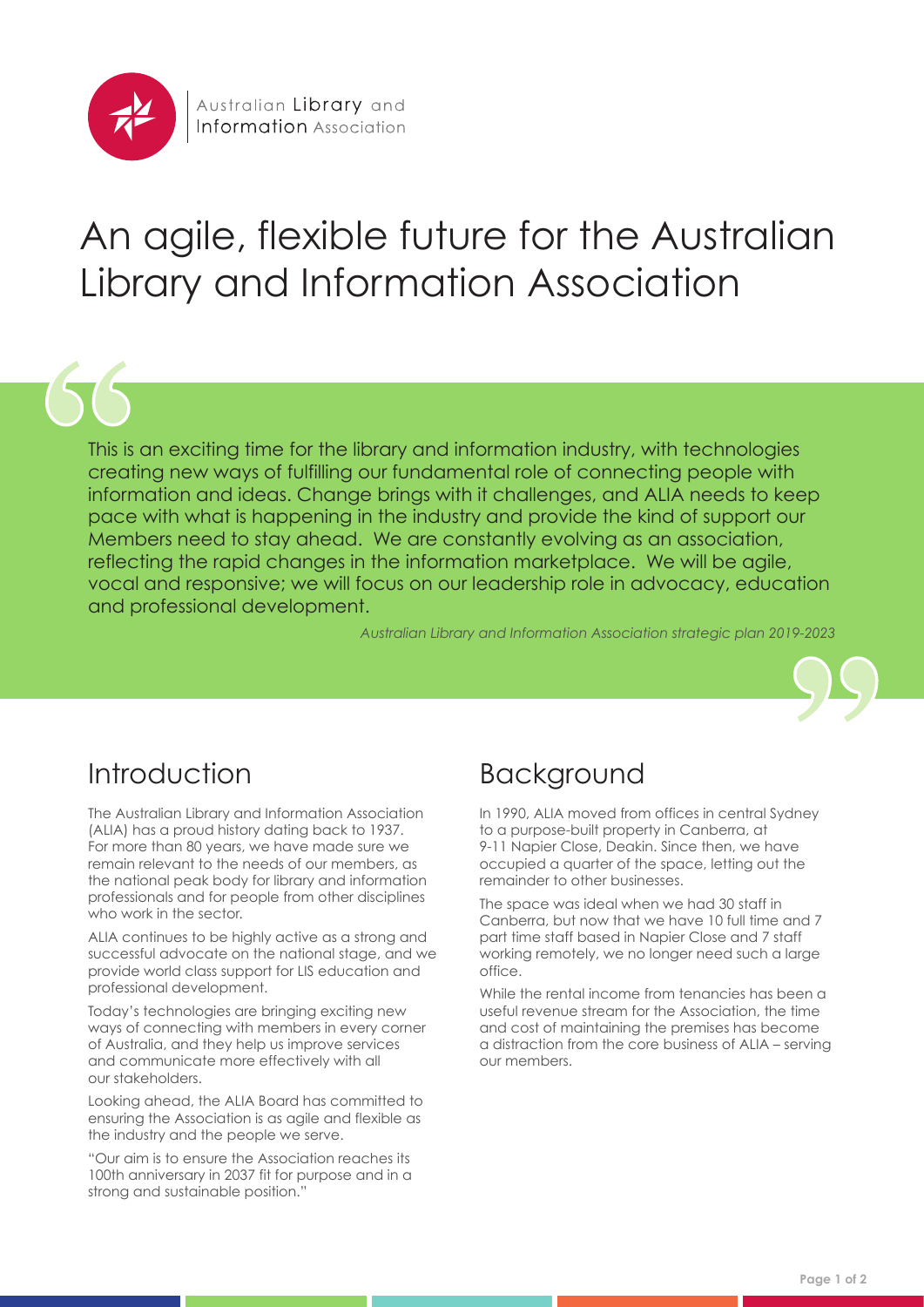Australian Library and Information Association

# An agile, flexible future for the Australian Library and Information Association

> This is an exciting time for the library and information industry, with technologies creating new ways of fulfilling our fundamental role of connecting people with information and ideas. Change brings with it challenges, and ALIA needs to keep pace with what is happening in the industry and provide the kind of support our Members need to stay ahead. We are constantly evolving as an association, reflecting the rapid changes in the information marketplace. We will be agile, vocal and responsive; we will focus on our leadership role in advocacy, education and professional development.
>
> *Australian Library and Information Association strategic plan 2019-2023*

## Introduction

The Australian Library and Information Association (ALIA) has a proud history dating back to 1937. For more than 80 years, we have made sure we remain relevant to the needs of our members, as the national peak body for library and information professionals and for people from other disciplines who work in the sector.

ALIA continues to be highly active as a strong and successful advocate on the national stage, and we provide world class support for LIS education and professional development.

Today's technologies are bringing exciting new ways of connecting with members in every corner of Australia, and they help us improve services and communicate more effectively with all our stakeholders.

Looking ahead, the ALIA Board has committed to ensuring the Association is as agile and flexible as the industry and the people we serve.

"Our aim is to ensure the Association reaches its 100th anniversary in 2037 fit for purpose and in a strong and sustainable position."

## Background

In 1990, ALIA moved from offices in central Sydney to a purpose-built property in Canberra, at 9-11 Napier Close, Deakin. Since then, we have occupied a quarter of the space, letting out the remainder to other businesses.

The space was ideal when we had 30 staff in Canberra, but now that we have 10 full time and 7 part time staff based in Napier Close and 7 staff working remotely, we no longer need such a large office.

While the rental income from tenancies has been a useful revenue stream for the Association, the time and cost of maintaining the premises has become a distraction from the core business of ALIA – serving our members.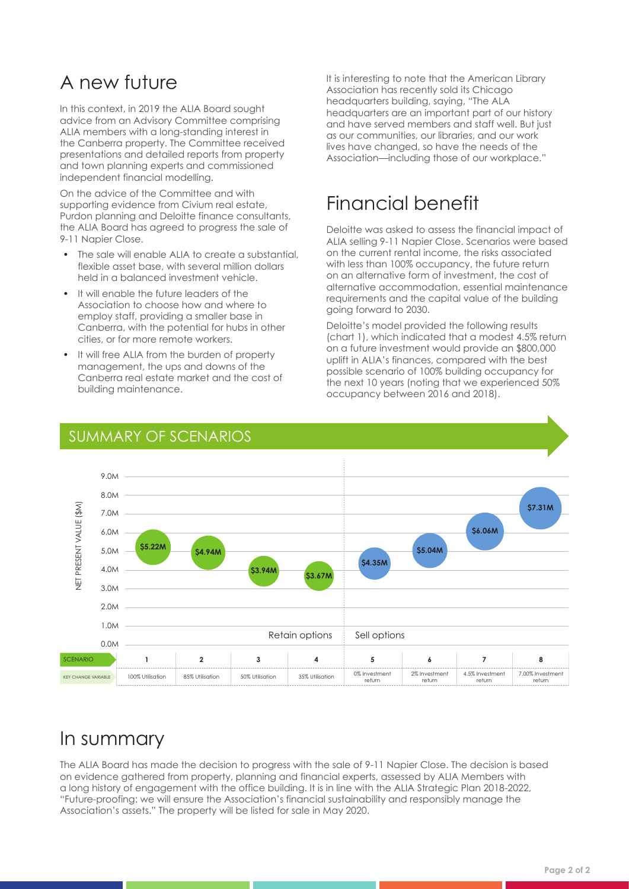## A new future

In this context, in 2019 the ALIA Board sought advice from an Advisory Committee comprising ALIA members with a long-standing interest in the Canberra property. The Committee received presentations and detailed reports from property and town planning experts and commissioned independent financial modelling.

On the advice of the Committee and with supporting evidence from Civium real estate, Purdon planning and Deloitte finance consultants, the ALIA Board has agreed to progress the sale of 9-11 Napier Close.

- The sale will enable ALIA to create a substantial, flexible asset base, with several million dollars held in a balanced investment vehicle.
- It will enable the future leaders of the Association to choose how and where to employ staff, providing a smaller base in Canberra, with the potential for hubs in other cities, or for more remote workers.
- It will free ALIA from the burden of property management, the ups and downs of the Canberra real estate market and the cost of building maintenance.

It is interesting to note that the American Library Association has recently sold its Chicago headquarters building, saying, "The ALA headquarters are an important part of our history and have served members and staff well. But just as our communities, our libraries, and our work lives have changed, so have the needs of the Association—including those of our workplace."

## Financial benefit

Deloitte was asked to assess the financial impact of ALIA selling 9-11 Napier Close. Scenarios were based on the current rental income, the risks associated with less than 100% occupancy, the future return on an alternative form of investment, the cost of alternative accommodation, essential maintenance requirements and the capital value of the building going forward to 2030.

Deloitte's model provided the following results (chart 1), which indicated that a modest 4.5% return on a future investment would provide an $800,000 uplift in ALIA's finances, compared with the best possible scenario of 100% building occupancy for the next 10 years (noting that we experienced 50% occupancy between 2016 and 2018).

### SUMMARY OF SCENARIOS

NET PRESENT VALUE ($M)

9.0M
8.0M
7.0M
6.0M
5.0M
4.0M
3.0M
2.0M
1.0M
0.0M

Retain options

Sell options

$5.22M
$4.94M
$3.94M
$3.67M
$4.35M
$5.04M
$6.06M
$7.31M

SCENARIO: 1, 2, 3, 4, 5, 6, 7, 8

KEY CHANGE VARIABLE: 100% Utilisation, 85% Utilisation, 50% Utilisation, 35% Utilisation, 0% Investment return, 2% Investment return, 4.5% Investment return, 7.00% Investment return

## In summary

The ALIA Board has made the decision to progress with the sale of 9-11 Napier Close. The decision is based on evidence gathered from property, planning and financial experts, assessed by ALIA Members with a long history of engagement with the office building. It is in line with the ALIA Strategic Plan 2018-2022, "Future-proofing: we will ensure the Association's financial sustainability and responsibly manage the Association's assets." The property will be listed for sale in May 2020.